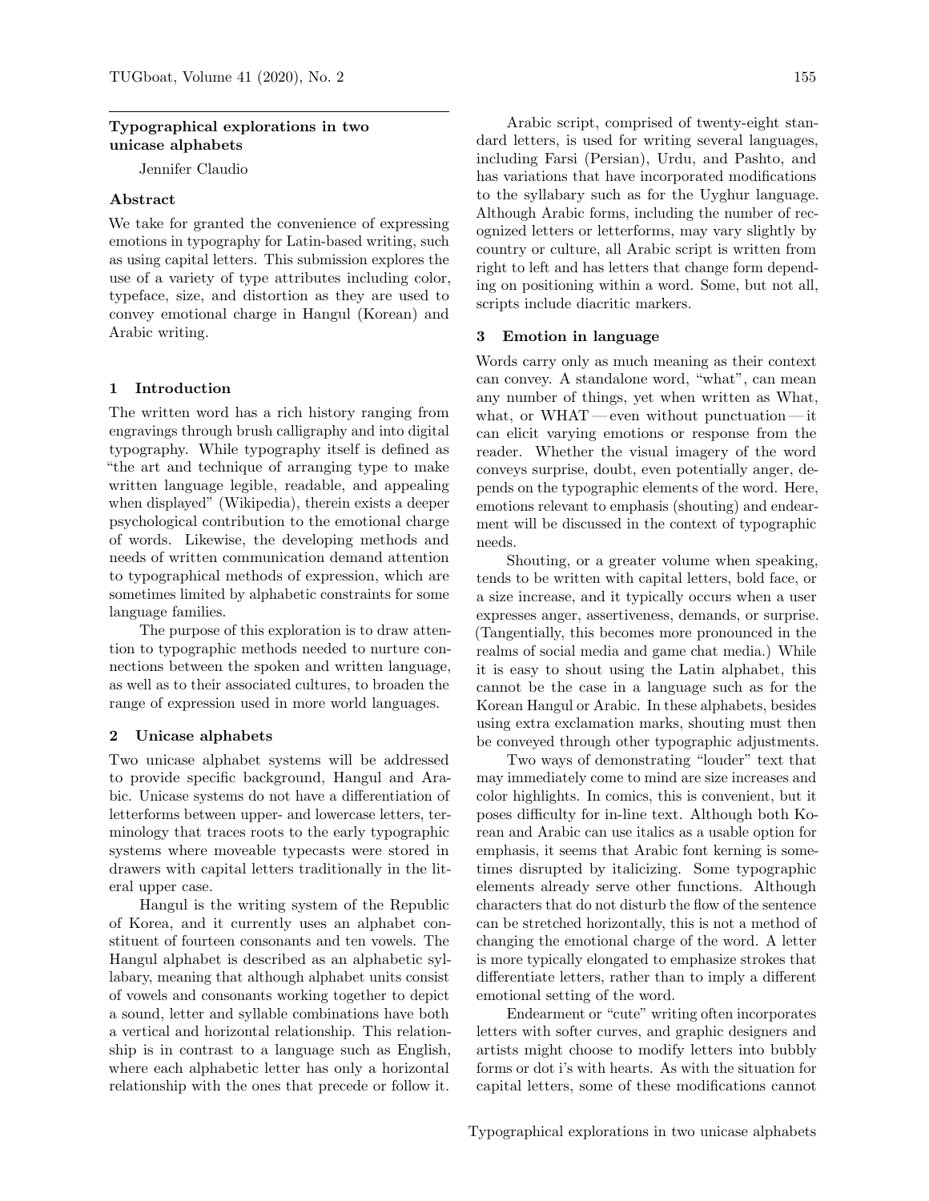## Typographical explorations in two unicase alphabets

Jennifer Claudio

### Abstract

We take for granted the convenience of expressing emotions in typography for Latin-based writing, such as using capital letters. This submission explores the use of a variety of type attributes including color, typeface, size, and distortion as they are used to convey emotional charge in Hangul (Korean) and Arabic writing.

### 1 Introduction

The written word has a rich history ranging from engravings through brush calligraphy and into digital typography. While typography itself is defined as "the art and technique of arranging type to make written language legible, readable, and appealing when displayed" (Wikipedia), therein exists a deeper psychological contribution to the emotional charge of words. Likewise, the developing methods and needs of written communication demand attention to typographical methods of expression, which are sometimes limited by alphabetic constraints for some language families.

The purpose of this exploration is to draw attention to typographic methods needed to nurture connections between the spoken and written language, as well as to their associated cultures, to broaden the range of expression used in more world languages.

### 2 Unicase alphabets

Two unicase alphabet systems will be addressed to provide specific background, Hangul and Arabic. Unicase systems do not have a differentiation of letterforms between upper- and lowercase letters, terminology that traces roots to the early typographic systems where moveable typecasts were stored in drawers with capital letters traditionally in the literal upper case.

Hangul is the writing system of the Republic of Korea, and it currently uses an alphabet constituent of fourteen consonants and ten vowels. The Hangul alphabet is described as an alphabetic syllabary, meaning that although alphabet units consist of vowels and consonants working together to depict a sound, letter and syllable combinations have both a vertical and horizontal relationship. This relationship is in contrast to a language such as English, where each alphabetic letter has only a horizontal relationship with the ones that precede or follow it.

Arabic script, comprised of twenty-eight standard letters, is used for writing several languages, including Farsi (Persian), Urdu, and Pashto, and has variations that have incorporated modifications to the syllabary such as for the Uyghur language. Although Arabic forms, including the number of recognized letters or letterforms, may vary slightly by country or culture, all Arabic script is written from right to left and has letters that change form depending on positioning within a word. Some, but not all, scripts include diacritic markers.

### 3 Emotion in language

Words carry only as much meaning as their context can convey. A standalone word, "what", can mean any number of things, yet when written as What, what, or WHAT — even without punctuation — it can elicit varying emotions or response from the reader. Whether the visual imagery of the word conveys surprise, doubt, even potentially anger, depends on the typographic elements of the word. Here, emotions relevant to emphasis (shouting) and endearment will be discussed in the context of typographic needs.

Shouting, or a greater volume when speaking, tends to be written with capital letters, bold face, or a size increase, and it typically occurs when a user expresses anger, assertiveness, demands, or surprise. (Tangentially, this becomes more pronounced in the realms of social media and game chat media.) While it is easy to shout using the Latin alphabet, this cannot be the case in a language such as for the Korean Hangul or Arabic. In these alphabets, besides using extra exclamation marks, shouting must then be conveyed through other typographic adjustments.

Two ways of demonstrating "louder" text that may immediately come to mind are size increases and color highlights. In comics, this is convenient, but it poses difficulty for in-line text. Although both Korean and Arabic can use italics as a usable option for emphasis, it seems that Arabic font kerning is sometimes disrupted by italicizing. Some typographic elements already serve other functions. Although characters that do not disturb the flow of the sentence can be stretched horizontally, this is not a method of changing the emotional charge of the word. A letter is more typically elongated to emphasize strokes that differentiate letters, rather than to imply a different emotional setting of the word.

Endearment or "cute" writing often incorporates letters with softer curves, and graphic designers and artists might choose to modify letters into bubbly forms or dot i's with hearts. As with the situation for capital letters, some of these modifications cannot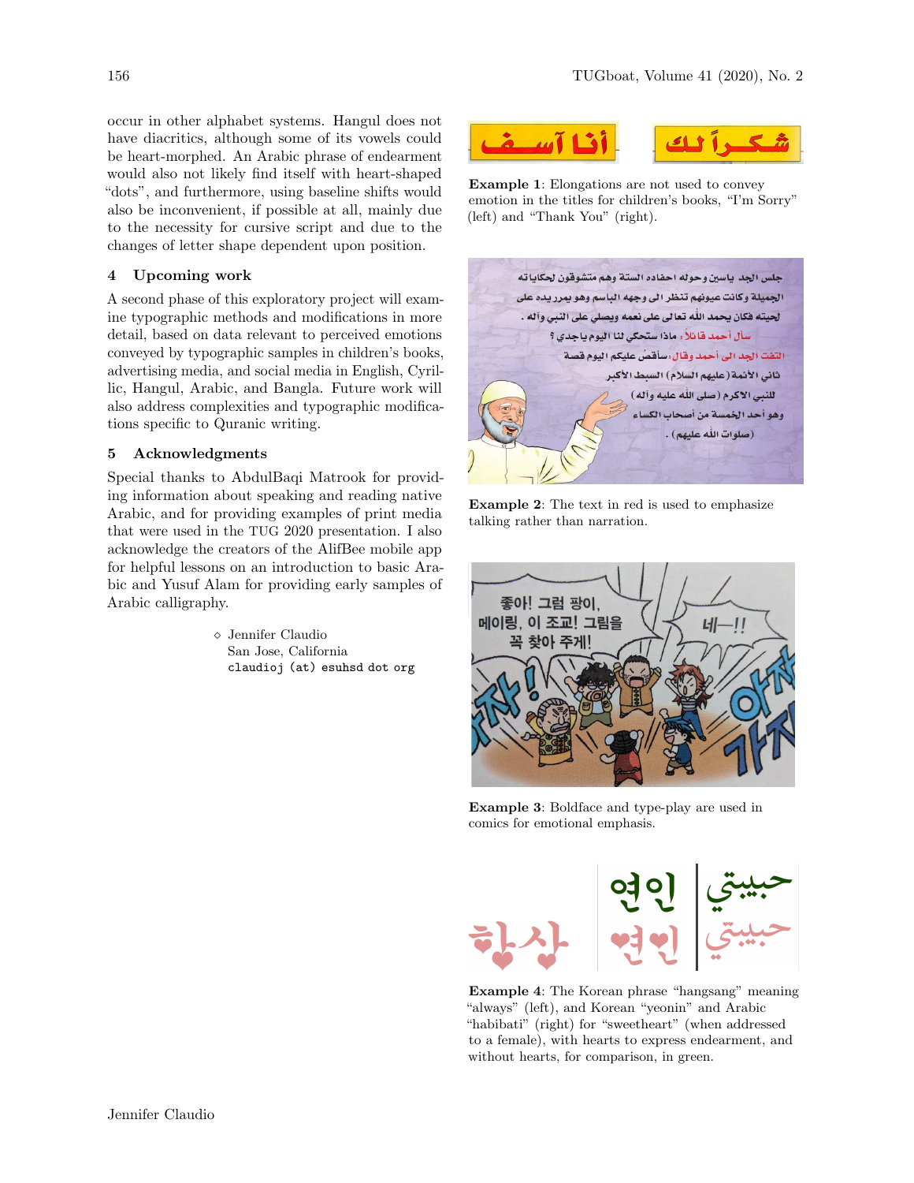occur in other alphabet systems. Hangul does not have diacritics, although some of its vowels could be heart-morphed. An Arabic phrase of endearment would also not likely find itself with heart-shaped "dots", and furthermore, using baseline shifts would also be inconvenient, if possible at all, mainly due to the necessity for cursive script and due to the changes of letter shape dependent upon position.

## 4 Upcoming work

A second phase of this exploratory project will examine typographic methods and modifications in more detail, based on data relevant to perceived emotions conveyed by typographic samples in children's books, advertising media, and social media in English, Cyrillic, Hangul, Arabic, and Bangla. Future work will also address complexities and typographic modifications specific to Quranic writing.

## 5 Acknowledgments

Special thanks to AbdulBaqi Matrook for providing information about speaking and reading native Arabic, and for providing examples of print media that were used in the TUG 2020 presentation. I also acknowledge the creators of the AlifBee mobile app for helpful lessons on an introduction to basic Arabic and Yusuf Alam for providing early samples of Arabic calligraphy.

◇ Jennifer Claudio
San Jose, California
`claudioj (at) esuhsd dot org`

**Example 1**: Elongations are not used to convey emotion in the titles for children's books, "I'm Sorry" (left) and "Thank You" (right).

**Example 2**: The text in red is used to emphasize talking rather than narration.

**Example 3**: Boldface and type-play are used in comics for emotional emphasis.

**Example 4**: The Korean phrase "hangsang" meaning "always" (left), and Korean "yeonin" and Arabic "habibati" (right) for "sweetheart" (when addressed to a female), with hearts to express endearment, and without hearts, for comparison, in green.